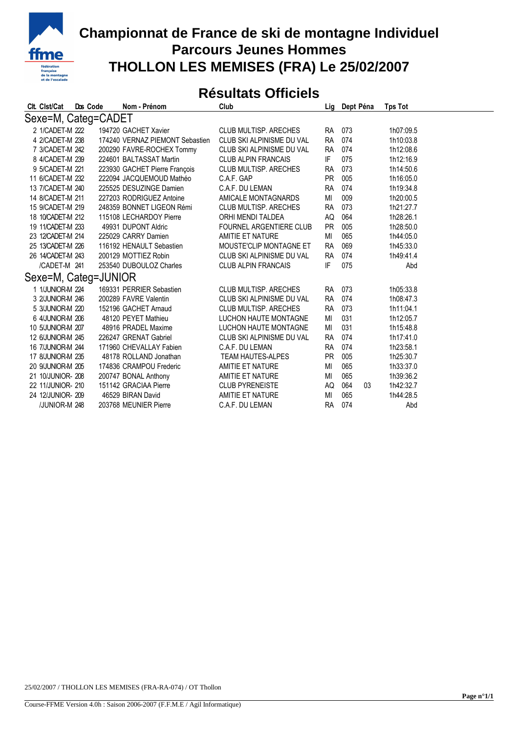# Championnat de France de ski de montagne Individuel
## Parcours Jeunes Hommes
## THOLLON LES MEMISES (FRA) Le 25/02/2007

## Résultats Officiels

| Clt. | Clst/Cat | Dos | Code | Nom - Prénom | Club | Lig | Dept | Péna | Tps Tot |
|---|---|---|---|---|---|---|---|---|---|
| **Sexe=M, Categ=CADET** | | | | | | | | | |
| 2 | 1/CADET-M | 222 | 194720 | GACHET Xavier | CLUB MULTISP. ARECHES | RA | 073 | | 1h07:09.5 |
| 4 | 2/CADET-M | 238 | 174240 | VERNAZ PIEMONT Sebastien | CLUB SKI ALPINISME DU VAL | RA | 074 | | 1h10:03.8 |
| 7 | 3/CADET-M | 242 | 200290 | FAVRE-ROCHEX Tommy | CLUB SKI ALPINISME DU VAL | RA | 074 | | 1h12:08.6 |
| 8 | 4/CADET-M | 239 | 224601 | BALTASSAT Martin | CLUB ALPIN FRANCAIS | IF | 075 | | 1h12:16.9 |
| 9 | 5/CADET-M | 221 | 223930 | GACHET Pierre François | CLUB MULTISP. ARECHES | RA | 073 | | 1h14:50.6 |
| 11 | 6/CADET-M | 232 | 222094 | JACQUEMOUD Mathéo | C.A.F. GAP | PR | 005 | | 1h16:05.0 |
| 13 | 7/CADET-M | 240 | 225525 | DESUZINGE Damien | C.A.F. DU LEMAN | RA | 074 | | 1h19:34.8 |
| 14 | 8/CADET-M | 211 | 227203 | RODRIGUEZ Antoine | AMICALE MONTAGNARDS | MI | 009 | | 1h20:00.5 |
| 15 | 9/CADET-M | 219 | 248359 | BONNET LIGEON Rémi | CLUB MULTISP. ARECHES | RA | 073 | | 1h21:27.7 |
| 18 | 10/CADET-M | 212 | 115108 | LECHARDOY Pierre | ORHI MENDI TALDEA | AQ | 064 | | 1h28:26.1 |
| 19 | 11/CADET-M | 233 | 49931 | DUPONT Aldric | FOURNEL ARGENTIERE CLUB | PR | 005 | | 1h28:50.0 |
| 23 | 12/CADET-M | 214 | 225029 | CARRY Damien | AMITIE ET NATURE | MI | 065 | | 1h44:05.0 |
| 25 | 13/CADET-M | 226 | 116192 | HENAULT Sebastien | MOUSTE'CLIP MONTAGNE ET | RA | 069 | | 1h45:33.0 |
| 26 | 14/CADET-M | 243 | 200129 | MOTTIEZ Robin | CLUB SKI ALPINISME DU VAL | RA | 074 | | 1h49:41.4 |
| | /CADET-M | 241 | 253540 | DUBOULOZ Charles | CLUB ALPIN FRANCAIS | IF | 075 | | Abd |
| **Sexe=M, Categ=JUNIOR** | | | | | | | | | |
| 1 | 1/JUNIOR-M | 224 | 169331 | PERRIER Sebastien | CLUB MULTISP. ARECHES | RA | 073 | | 1h05:33.8 |
| 3 | 2/JUNIOR-M | 246 | 200289 | FAVRE Valentin | CLUB SKI ALPINISME DU VAL | RA | 074 | | 1h08:47.3 |
| 5 | 3/JUNIOR-M | 220 | 152196 | GACHET Arnaud | CLUB MULTISP. ARECHES | RA | 073 | | 1h11:04.1 |
| 6 | 4/JUNIOR-M | 206 | 48120 | PEYET Mathieu | LUCHON HAUTE MONTAGNE | MI | 031 | | 1h12:05.7 |
| 10 | 5/JUNIOR-M | 207 | 48916 | PRADEL Maxime | LUCHON HAUTE MONTAGNE | MI | 031 | | 1h15:48.8 |
| 12 | 6/JUNIOR-M | 245 | 226247 | GRENAT Gabriel | CLUB SKI ALPINISME DU VAL | RA | 074 | | 1h17:41.0 |
| 16 | 7/JUNIOR-M | 244 | 171960 | CHEVALLAY Fabien | C.A.F. DU LEMAN | RA | 074 | | 1h23:58.1 |
| 17 | 8/JUNIOR-M | 235 | 48178 | ROLLAND Jonathan | TEAM HAUTES-ALPES | PR | 005 | | 1h25:30.7 |
| 20 | 9/JUNIOR-M | 205 | 174836 | CRAMPOU Frederic | AMITIE ET NATURE | MI | 065 | | 1h33:37.0 |
| 21 | 10/JUNIOR- | 208 | 200747 | BONAL Anthony | AMITIE ET NATURE | MI | 065 | | 1h39:36.2 |
| 22 | 11/JUNIOR- | 210 | 151142 | GRACIAA Pierre | CLUB PYRENEISTE | AQ | 064 | 03 | 1h42:32.7 |
| 24 | 12/JUNIOR- | 209 | 46529 | BIRAN David | AMITIE ET NATURE | MI | 065 | | 1h44:28.5 |
| | /JUNIOR-M | 248 | 203768 | MEUNIER Pierre | C.A.F. DU LEMAN | RA | 074 | | Abd |

25/02/2007 / THOLLON LES MEMISES (FRA-RA-074) / OT Thollon

Course-FFME Version 4.0h : Saison 2006-2007 (F.F.M.E / Agil Informatique)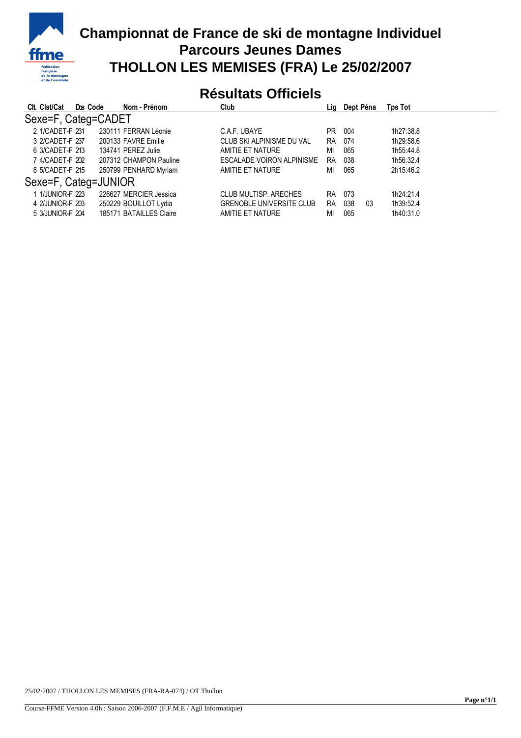# Championnat de France de ski de montagne Individuel
## Parcours Jeunes Dames
## THOLLON LES MEMISES (FRA) Le 25/02/2007

### Résultats Officiels

| Clt. | Clst/Cat | Dos | Code | Nom - Prénom | Club | Lig | Dept | Péna | Tps Tot |
|---|---|---|---|---|---|---|---|---|---|
| **Sexe=F, Categ=CADET** | | | | | | | | | |
| 2 | 1/CADET-F | 231 | 230111 | FERRAN Léonie | C.A.F. UBAYE | PR | 004 | | 1h27:38.8 |
| 3 | 2/CADET-F | 237 | 200133 | FAVRE Emilie | CLUB SKI ALPINISME DU VAL | RA | 074 | | 1h29:58.6 |
| 6 | 3/CADET-F | 213 | 134741 | PEREZ Julie | AMITIE ET NATURE | MI | 065 | | 1h55:44.8 |
| 7 | 4/CADET-F | 202 | 207312 | CHAMPON Pauline | ESCALADE VOIRON ALPINISME | RA | 038 | | 1h56:32.4 |
| 8 | 5/CADET-F | 215 | 250799 | PENHARD Myriam | AMITIE ET NATURE | MI | 065 | | 2h15:46.2 |
| **Sexe=F, Categ=JUNIOR** | | | | | | | | | |
| 1 | 1/JUNIOR-F | 223 | 226627 | MERCIER Jessica | CLUB MULTISP. ARECHES | RA | 073 | | 1h24:21.4 |
| 4 | 2/JUNIOR-F | 203 | 250229 | BOUILLOT Lydia | GRENOBLE UNIVERSITE CLUB | RA | 038 | 03 | 1h39:52.4 |
| 5 | 3/JUNIOR-F | 204 | 185171 | BATAILLES Claire | AMITIE ET NATURE | MI | 065 | | 1h40:31.0 |

25/02/2007 / THOLLON LES MEMISES (FRA-RA-074) / OT Thollon

Course-FFME Version 4.0h : Saison 2006-2007 (F.F.M.E / Agil Informatique)